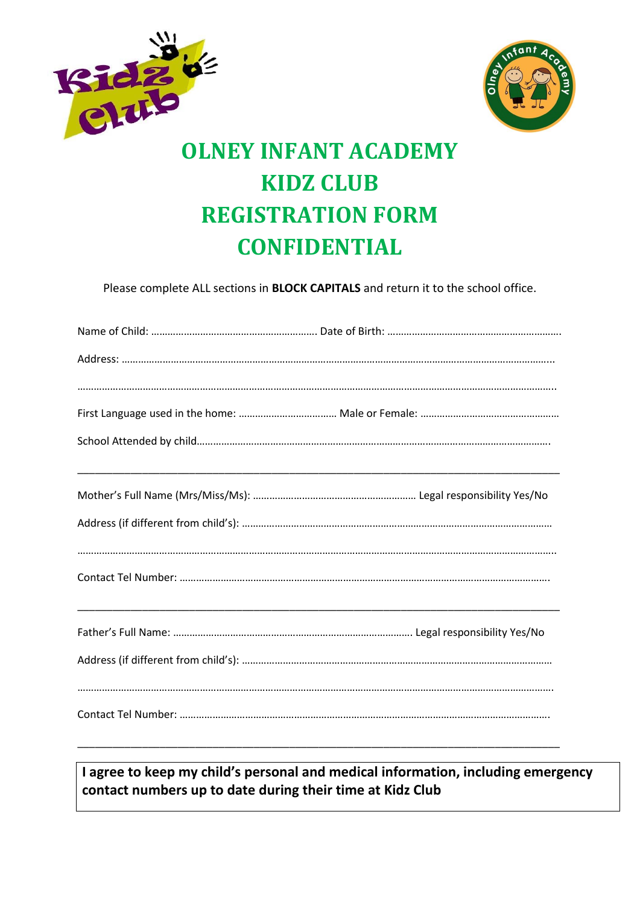# OLNEY INFANT ACADEMY
# KIDZ CLUB
# REGISTRATION FORM
# CONFIDENTIAL

Please complete ALL sections in **BLOCK CAPITALS** and return it to the school office.

Name of Child: …………………………………………………. Date of Birth: ……………………………………………………….

Address: ……………………………………………………………………………………………………………………………………...

………………………………………………………………………………………………………………………………………………………..

First Language used in the home: ……………………………… Male or Female: ……………………………………………

School Attended by child……………………………………………………………………………………………………………….

---

Mother's Full Name (Mrs/Miss/Ms): …………………………………………………. Legal responsibility Yes/No

Address (if different from child's): ……………………………………………………………………………………………

………………………………………………………………………………………………………………………………………………………..

Contact Tel Number: ……………………………………………………………………………………………………………….

---

Father's Full Name: ………………………………………………………………………….. Legal responsibility Yes/No

Address (if different from child's): ……………………………………………………………………………………………

……………………………………………………………………………………………………………………………………………………….

Contact Tel Number: ……………………………………………………………………………………………………………….

---

**I agree to keep my child's personal and medical information, including emergency contact numbers up to date during their time at Kidz Club**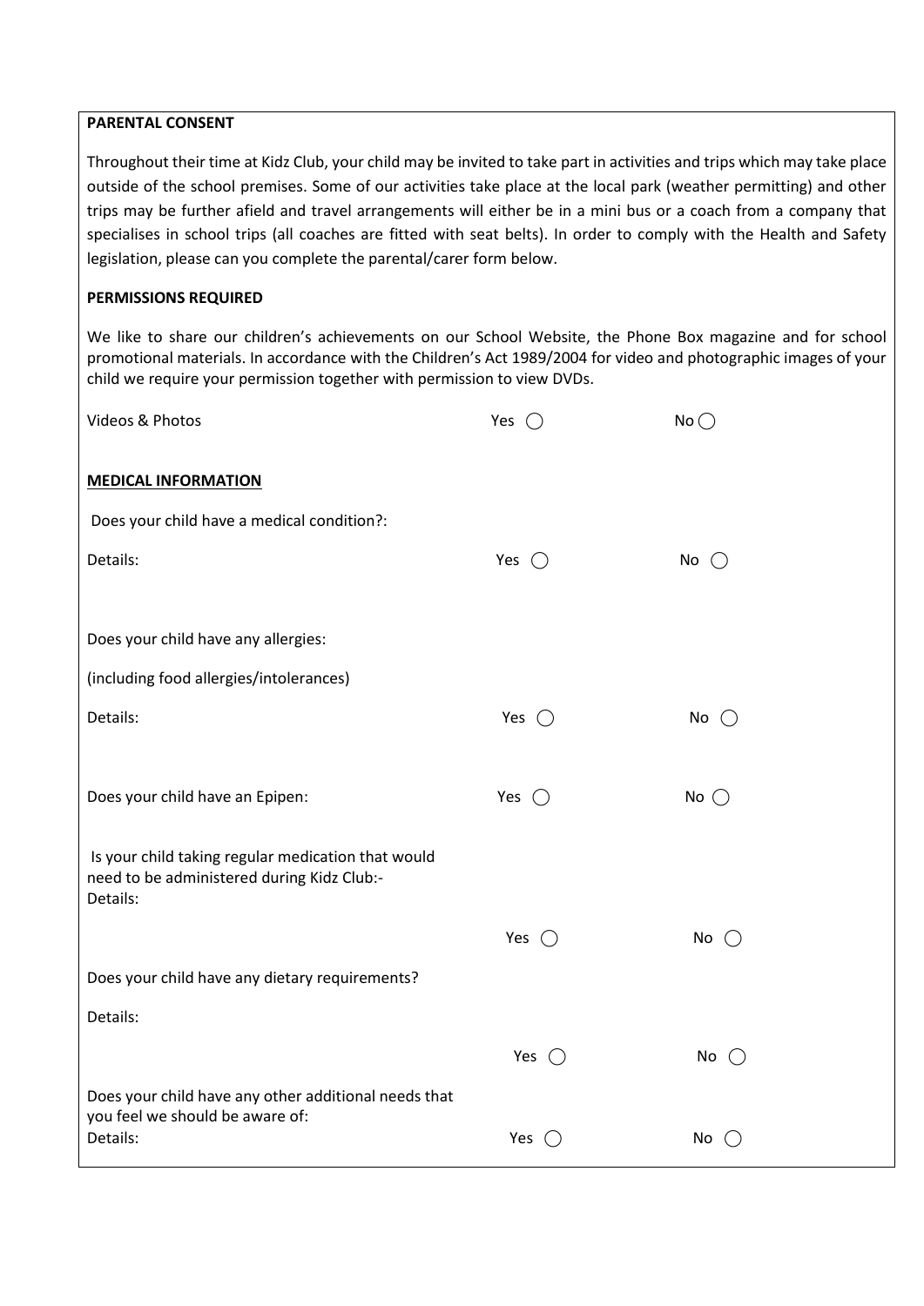**PARENTAL CONSENT**

Throughout their time at Kidz Club, your child may be invited to take part in activities and trips which may take place outside of the school premises. Some of our activities take place at the local park (weather permitting) and other trips may be further afield and travel arrangements will either be in a mini bus or a coach from a company that specialises in school trips (all coaches are fitted with seat belts). In order to comply with the Health and Safety legislation, please can you complete the parental/carer form below.

**PERMISSIONS REQUIRED**

We like to share our children's achievements on our School Website, the Phone Box magazine and for school promotional materials. In accordance with the Children's Act 1989/2004 for video and photographic images of your child we require your permission together with permission to view DVDs.

Videos & Photos — Yes ◯ No ◯

**MEDICAL INFORMATION**

Does your child have a medical condition?:

Details: — Yes ◯ No ◯

Does your child have any allergies:

(including food allergies/intolerances)

Details: — Yes ◯ No ◯

Does your child have an Epipen: — Yes ◯ No ◯

Is your child taking regular medication that would need to be administered during Kidz Club:-
Details:

Yes ◯ No ◯

Does your child have any dietary requirements?

Details:

Yes ◯ No ◯

Does your child have any other additional needs that you feel we should be aware of:
Details: — Yes ◯ No ◯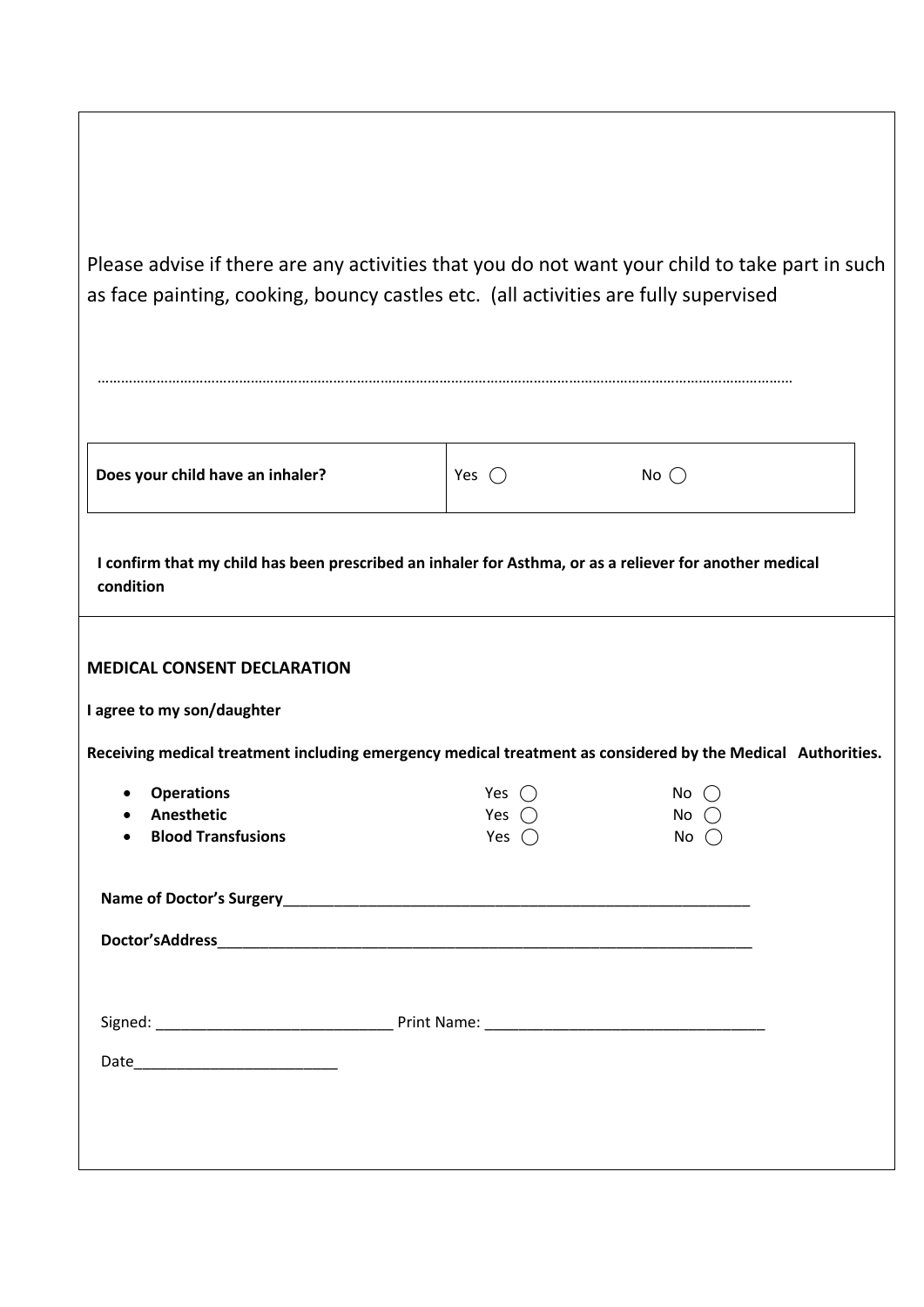Please advise if there are any activities that you do not want your child to take part in such as face painting, cooking, bouncy castles etc. (all activities are fully supervised

……………………………………………………………………………………………………………………………………………………

| **Does your child have an inhaler?** | Yes ◯ No ◯ |
|---|---|

**I confirm that my child has been prescribed an inhaler for Asthma, or as a reliever for another medical condition**

**MEDICAL CONSENT DECLARATION**

**I agree to my son/daughter**

**Receiving medical treatment including emergency medical treatment as considered by the Medical Authorities.**

- **Operations** Yes ◯ No ◯
- **Anesthetic** Yes ◯ No ◯
- **Blood Transfusions** Yes ◯ No ◯

**Name of Doctor's Surgery**____________________________________________________________

**Doctor'sAddress**____________________________________________________________________

Signed: ____________________________ Print Name: _________________________________

Date_________________________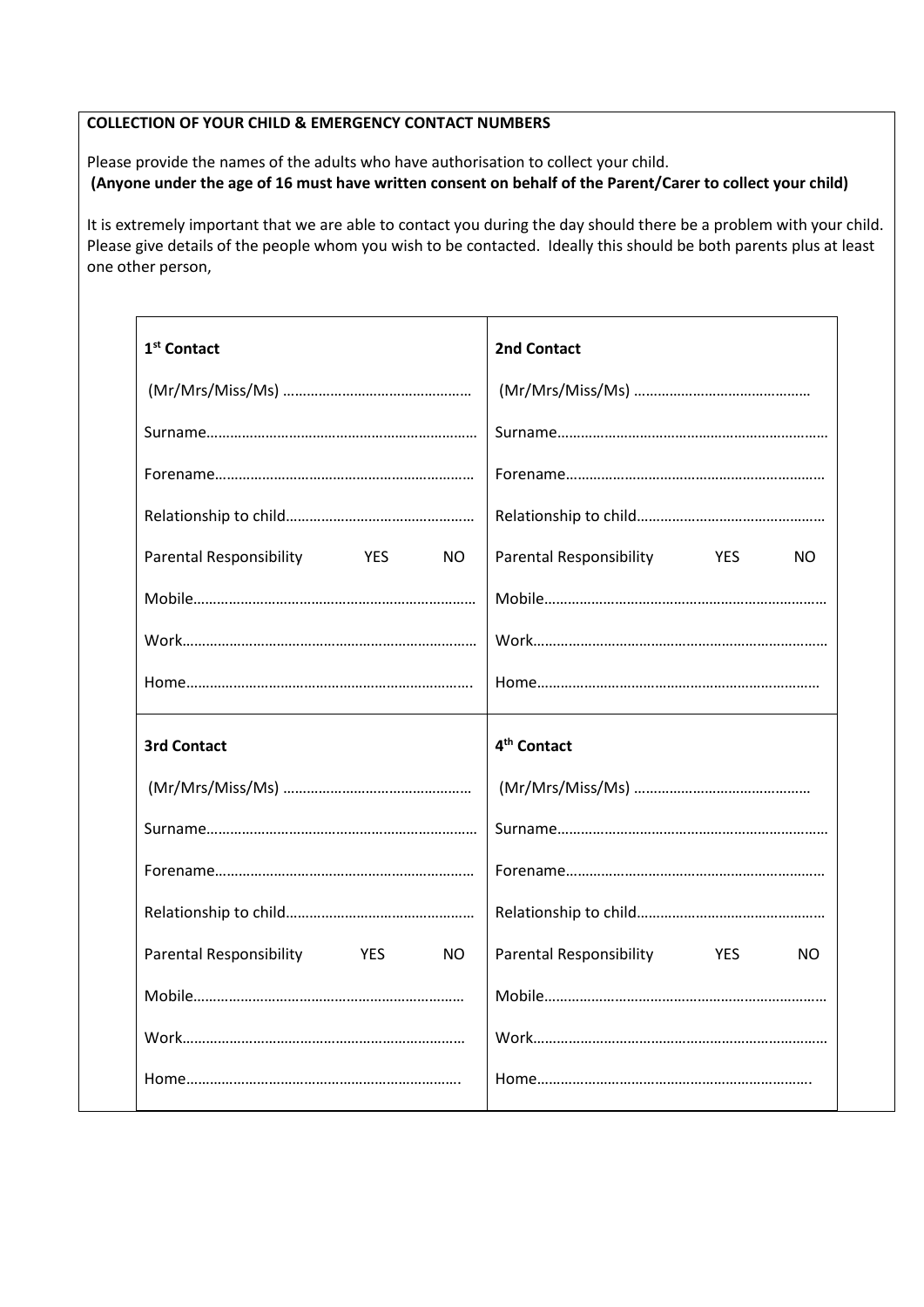**COLLECTION OF YOUR CHILD & EMERGENCY CONTACT NUMBERS**

Please provide the names of the adults who have authorisation to collect your child.
**(Anyone under the age of 16 must have written consent on behalf of the Parent/Carer to collect your child)**

It is extremely important that we are able to contact you during the day should there be a problem with your child. Please give details of the people whom you wish to be contacted. Ideally this should be both parents plus at least one other person,

| **1st Contact** | **2nd Contact** |
|---|---|
| (Mr/Mrs/Miss/Ms) ………………………………………… | (Mr/Mrs/Miss/Ms) ……………………………………… |
| Surname…………………………………………………………… | Surname…………………………………………………………… |
| Forename………………………………………………………… | Forename………………………………………………………… |
| Relationship to child……………………………………… | Relationship to child……………………………………… |
| Parental Responsibility YES NO | Parental Responsibility YES NO |
| Mobile……………………………………………………………… | Mobile……………………………………………………………… |
| Work………………………………………………………………… | Work………………………………………………………………… |
| Home……………………………………………………………….. | Home……………………………………………………………… |
| **3rd Contact** | **4th Contact** |
| (Mr/Mrs/Miss/Ms) ………………………………………… | (Mr/Mrs/Miss/Ms) ……………………………………… |
| Surname…………………………………………………………… | Surname…………………………………………………………… |
| Forename………………………………………………………… | Forename………………………………………………………… |
| Relationship to child……………………………………… | Relationship to child……………………………………… |
| Parental Responsibility YES NO | Parental Responsibility YES NO |
| Mobile…………………………………………………………… | Mobile……………………………………………………………… |
| Work……………………………………………………………… | Work………………………………………………………………… |
| Home…………………………………………………………….. | Home…………………………………………………………….. |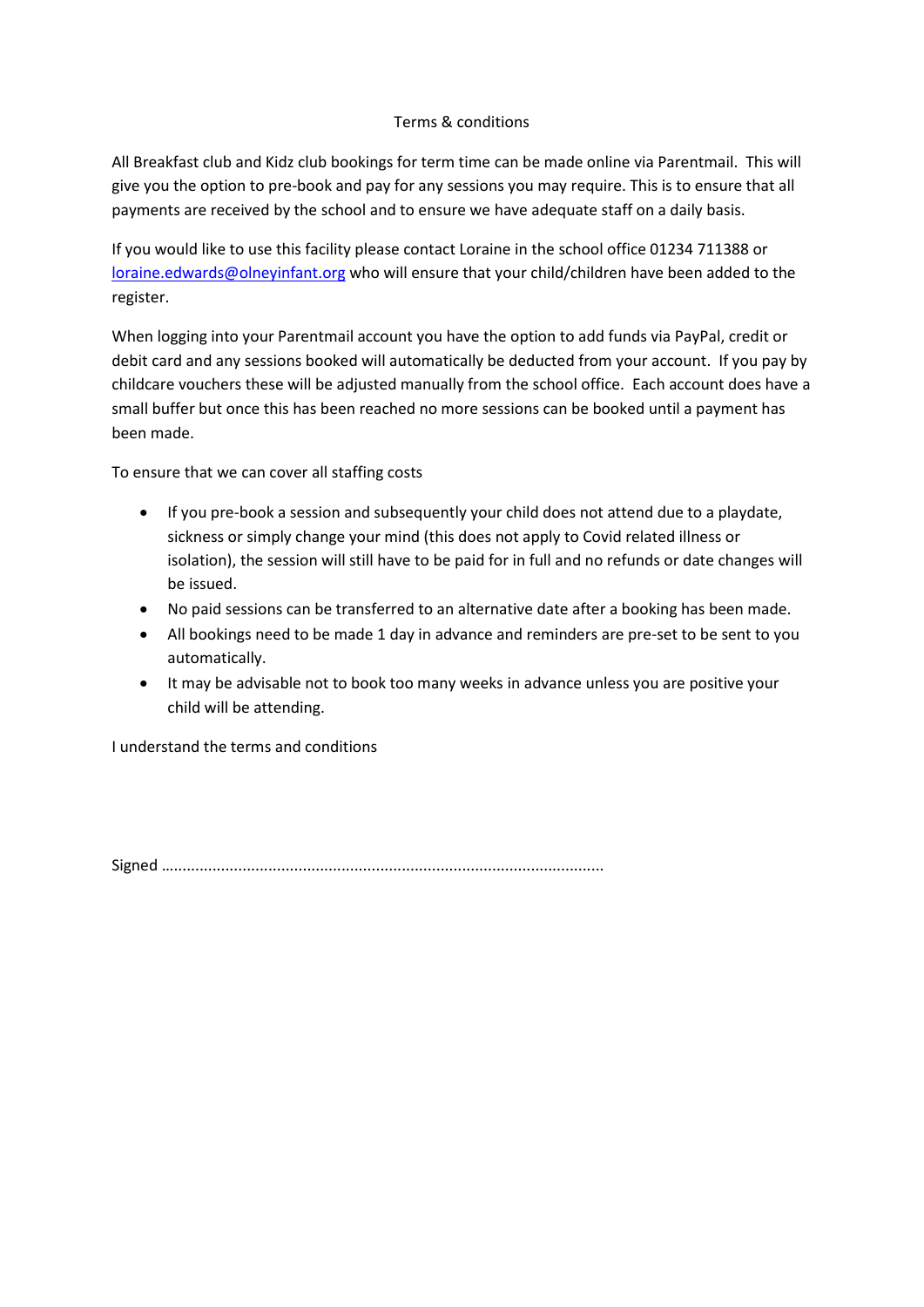# Terms & conditions

All Breakfast club and Kidz club bookings for term time can be made online via Parentmail. This will give you the option to pre-book and pay for any sessions you may require. This is to ensure that all payments are received by the school and to ensure we have adequate staff on a daily basis.

If you would like to use this facility please contact Loraine in the school office 01234 711388 or [loraine.edwards@olneyinfant.org](mailto:loraine.edwards@olneyinfant.org) who will ensure that your child/children have been added to the register.

When logging into your Parentmail account you have the option to add funds via PayPal, credit or debit card and any sessions booked will automatically be deducted from your account. If you pay by childcare vouchers these will be adjusted manually from the school office. Each account does have a small buffer but once this has been reached no more sessions can be booked until a payment has been made.

To ensure that we can cover all staffing costs

- If you pre-book a session and subsequently your child does not attend due to a playdate, sickness or simply change your mind (this does not apply to Covid related illness or isolation), the session will still have to be paid for in full and no refunds or date changes will be issued.
- No paid sessions can be transferred to an alternative date after a booking has been made.
- All bookings need to be made 1 day in advance and reminders are pre-set to be sent to you automatically.
- It may be advisable not to book too many weeks in advance unless you are positive your child will be attending.

I understand the terms and conditions

Signed ......................................................................................................